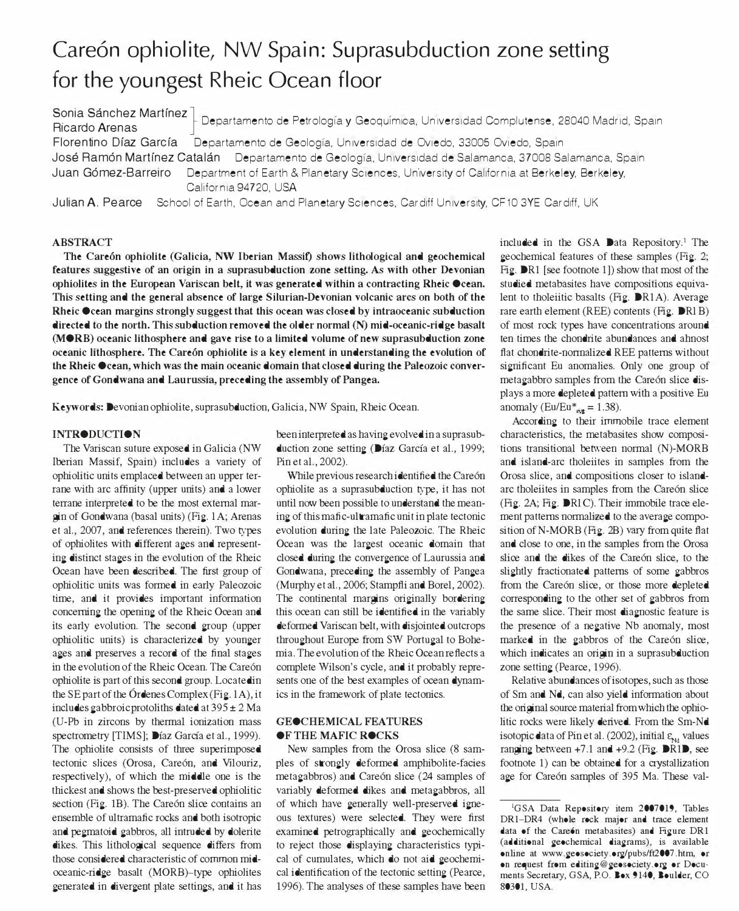# Careón ophiolite, NW Spain: Suprasubduction zone setting for the youngest Rheic Ocean floor

Sonia Sánchez Martínez, Ricardo Arenas — Departamento de Petrología y Geoquímica, Universidad Complutense, 28040 Madrid, Spain

Florentino Díaz García — Departamento de Geología, Universidad de Oviedo, 33005 Oviedo, Spain

José Ramón Martínez Catalán — Departamento de Geología, Universidad de Salamanca, 37008 Salamanca, Spain

Juan Gómez-Barreiro — Department of Earth & Planetary Sciences, University of California at Berkeley, Berkeley, California 94720, USA

Julian A. Pearce — School of Earth, Ocean and Planetary Sciences, Cardiff University, CF10 3YE Cardiff, UK

## ABSTRACT

**The Careón ophiolite (Galicia, NW Iberian Massif) shows lithological and geochemical features suggestive of an origin in a suprasubduction zone setting. As with other Devonian ophiolites in the European Variscan belt, it was generated within a contracting Rheic Ocean. This setting and the general absence of large Silurian-Devonian volcanic arcs on both of the Rheic Ocean margins strongly suggest that this ocean was closed by intraoceanic subduction directed to the north. This subduction removed the older normal (N) mid-oceanic-ridge basalt (MORB) oceanic lithosphere and gave rise to a limited volume of new suprasubduction zone oceanic lithosphere. The Careón ophiolite is a key element in understanding the evolution of the Rheic Ocean, which was the main oceanic domain that closed during the Paleozoic convergence of Gondwana and Laurussia, preceding the assembly of Pangea.**

**Keywords:** Devonian ophiolite, suprasubduction, Galicia, NW Spain, Rheic Ocean.

## INTRODUCTION

The Variscan suture exposed in Galicia (NW Iberian Massif, Spain) includes a variety of ophiolitic units emplaced between an upper terrane with arc affinity (upper units) and a lower terrane interpreted to be the most external margin of Gondwana (basal units) (Fig. 1A; Arenas et al., 2007, and references therein). Two types of ophiolites with different ages and representing distinct stages in the evolution of the Rheic Ocean have been described. The first group of ophiolitic units was formed in early Paleozoic time, and it provides important information concerning the opening of the Rheic Ocean and its early evolution. The second group (upper ophiolitic units) is characterized by younger ages and preserves a record of the final stages in the evolution of the Rheic Ocean. The Careón ophiolite is part of this second group. Located in the SE part of the Órdenes Complex (Fig. 1A), it includes gabbroic protoliths dated at 395 ± 2 Ma (U-Pb in zircons by thermal ionization mass spectrometry [TIMS]; Díaz García et al., 1999). The ophiolite consists of three superimposed tectonic slices (Orosa, Careón, and Vilouriz, respectively), of which the middle one is the thickest and shows the best-preserved ophiolitic section (Fig. 1B). The Careón slice contains an ensemble of ultramafic rocks and both isotropic and pegmatoid gabbros, all intruded by dolerite dikes. This lithological sequence differs from those considered characteristic of common mid-oceanic-ridge basalt (MORB)–type ophiolites generated in divergent plate settings, and it has been interpreted as having evolved in a suprasubduction zone setting (Díaz García et al., 1999; Pin et al., 2002).

While previous research identified the Careón ophiolite as a suprasubduction type, it has not until now been possible to understand the meaning of this mafic-ultramafic unit in plate tectonic evolution during the late Paleozoic. The Rheic Ocean was the largest oceanic domain that closed during the convergence of Laurussia and Gondwana, preceding the assembly of Pangea (Murphy et al., 2006; Stampfli and Borel, 2002). The continental margins originally bordering this ocean can still be identified in the variably deformed Variscan belt, with disjointed outcrops throughout Europe from SW Portugal to Bohemia. The evolution of the Rheic Ocean reflects a complete Wilson's cycle, and it probably represents one of the best examples of ocean dynamics in the framework of plate tectonics.

## GEOCHEMICAL FEATURES OF THE MAFIC ROCKS

New samples from the Orosa slice (8 samples of strongly deformed amphibolite-facies metagabbros) and Careón slice (24 samples of variably deformed dikes and metagabbros, all of which have generally well-preserved igneous textures) were selected. They were first examined petrographically and geochemically to reject those displaying characteristics typical of cumulates, which do not aid geochemical identification of the tectonic setting (Pearce, 1996). The analyses of these samples have been included in the GSA Data Repository.[1] The geochemical features of these samples (Fig. 2; Fig. DR1 [see footnote 1]) show that most of the studied metabasites have compositions equivalent to tholeiitic basalts (Fig. DR1A). Average rare earth element (REE) contents (Fig. DR1B) of most rock types have concentrations around ten times the chondrite abundances and almost flat chondrite-normalized REE patterns without significant Eu anomalies. Only one group of metagabbro samples from the Careón slice displays a more depleted pattern with a positive Eu anomaly ($Eu/Eu^*_{avg}$ = 1.38).

According to their immobile trace element characteristics, the metabasites show compositions transitional between normal (N)-MORB and island-arc tholeiites in samples from the Orosa slice, and compositions closer to island-arc tholeiites in samples from the Careón slice (Fig. 2A; Fig. DR1C). Their immobile trace element patterns normalized to the average composition of N-MORB (Fig. 2B) vary from quite flat and close to one, in the samples from the Orosa slice and the dikes of the Careón slice, to the slightly fractionated patterns of some gabbros from the Careón slice, or those more depleted corresponding to the other set of gabbros from the same slice. Their most diagnostic feature is the presence of a negative Nb anomaly, most marked in the gabbros of the Careón slice, which indicates an origin in a suprasubduction zone setting (Pearce, 1996).

Relative abundances of isotopes, such as those of Sm and Nd, can also yield information about the original source material from which the ophiolitic rocks were likely derived. From the Sm-Nd isotopic data of Pin et al. (2002), initial $\varepsilon_{Nd}$ values ranging between +7.1 and +9.2 (Fig. DR1D, see footnote 1) can be obtained for a crystallization age for Careón samples of 395 Ma. These val-

[1]GSA Data Repository item 2007019, Tables DR1–DR4 (whole rock major and trace element data of the Careón metabasites) and Figure DR1 (additional geochemical diagrams), is available online at www.geosociety.org/pubs/ft2007.htm, or on request from editing@geosociety.org or Documents Secretary, GSA, P.O. Box 9140, Boulder, CO 80301, USA.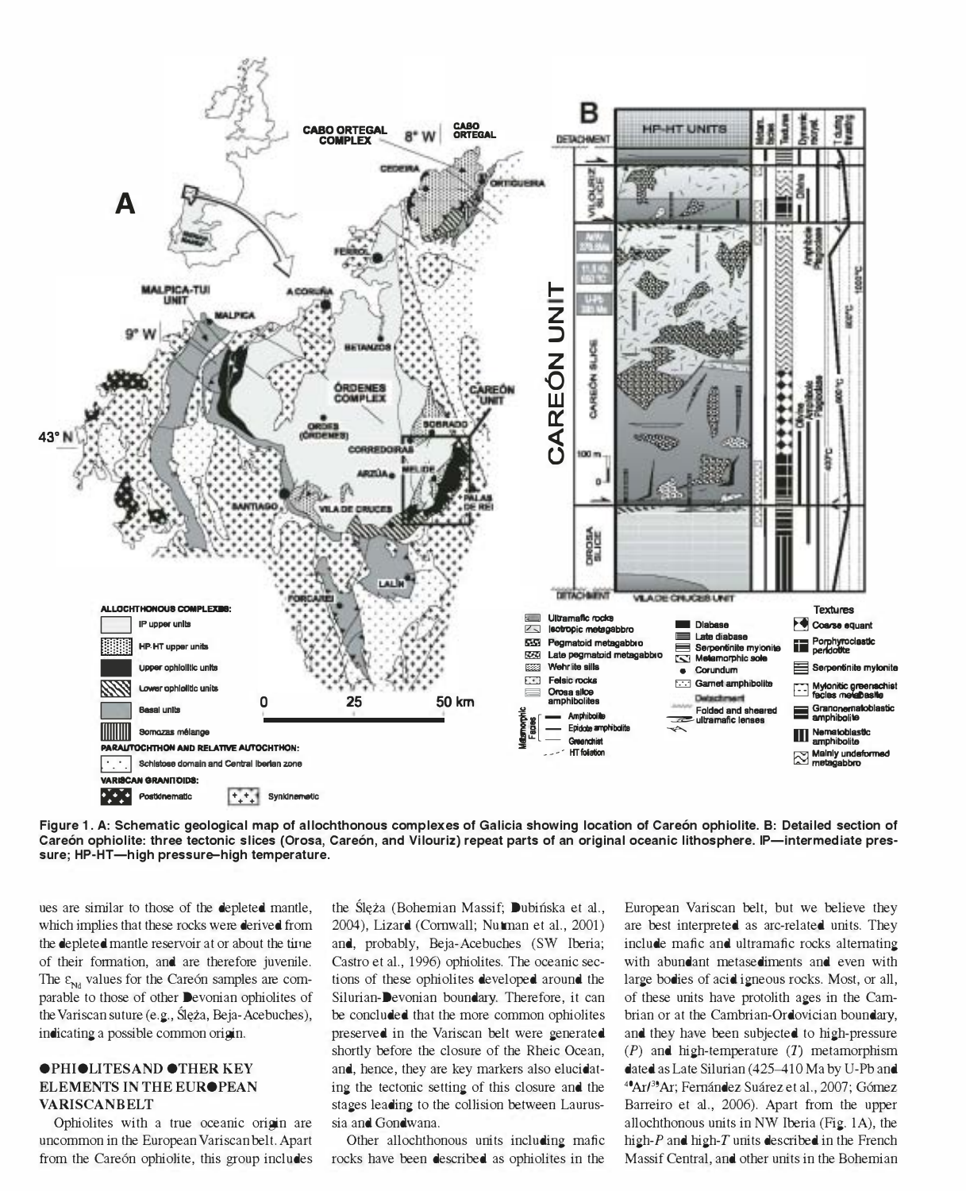**Figure 1. A: Schematic geological map of allochthonous complexes of Galicia showing location of Careón ophiolite. B: Detailed section of Careón ophiolite: three tectonic slices (Orosa, Careón, and Vilouriz) repeat parts of an original oceanic lithosphere. IP—intermediate pressure; HP-HT—high pressure–high temperature.**

ues are similar to those of the depleted mantle, which implies that these rocks were derived from the depleted mantle reservoir at or about the time of their formation, and are therefore juvenile. The $\varepsilon_{Nd}$ values for the Careón samples are comparable to those of other Devonian ophiolites of the Variscan suture (e.g., Ślęża, Beja-Acebuches), indicating a possible common origin.

## OPHIOLITES AND OTHER KEY ELEMENTS IN THE EUROPEAN VARISCAN BELT

Ophiolites with a true oceanic origin are uncommon in the European Variscan belt. Apart from the Careón ophiolite, this group includes the Ślęża (Bohemian Massif; Dubińska et al., 2004), Lizard (Cornwall; Nutman et al., 2001) and, probably, Beja-Acebuches (SW Iberia; Castro et al., 1996) ophiolites. The oceanic sections of these ophiolites developed around the Silurian-Devonian boundary. Therefore, it can be concluded that the more common ophiolites preserved in the Variscan belt were generated shortly before the closure of the Rheic Ocean, and, hence, they are key markers also elucidating the tectonic setting of this closure and the stages leading to the collision between Laurussia and Gondwana.

Other allochthonous units including mafic rocks have been described as ophiolites in the European Variscan belt, but we believe they are best interpreted as arc-related units. They include mafic and ultramafic rocks alternating with abundant metasediments and even with large bodies of acid igneous rocks. Most, or all, of these units have protolith ages in the Cambrian or at the Cambrian-Ordovician boundary, and they have been subjected to high-pressure ($P$) and high-temperature ($T$) metamorphism dated as Late Silurian (425–410 Ma by U-Pb and $^{40}Ar/^{39}Ar$; Fernández Suárez et al., 2007; Gómez Barreiro et al., 2006). Apart from the upper allochthonous units in NW Iberia (Fig. 1A), the high-$P$ and high-$T$ units described in the French Massif Central, and other units in the Bohemian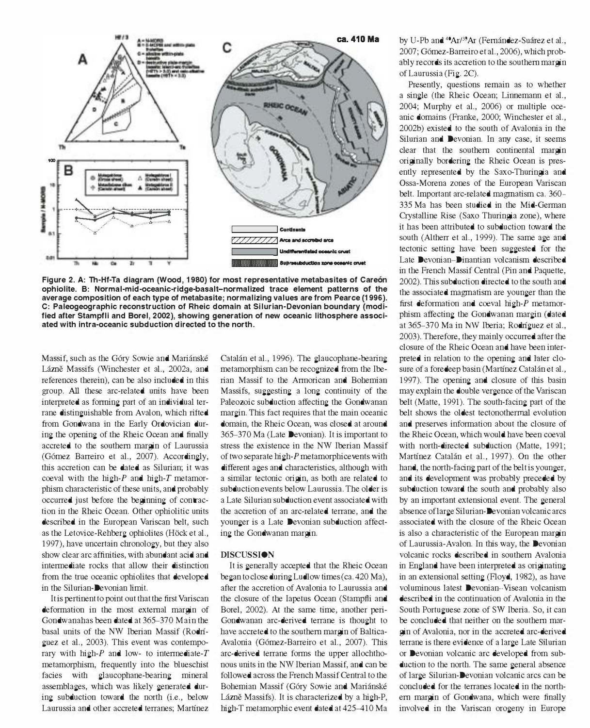Figure 2. A: Th-Hf-Ta diagram (Wood, 1980) for most representative metabasites of Careón ophiolite. B: Normal-mid-oceanic-ridge-basalt–normalized trace element patterns of the average composition of each type of metabasite; normalizing values are from Pearce (1996). C: Paleogeographic reconstruction of Rheic domain at Silurian-Devonian boundary (modified after Stampfli and Borel, 2002), showing generation of new oceanic lithosphere associated with intra-oceanic subduction directed to the north.

Massif, such as the Góry Sowie and Mariánské Lázně Massifs (Winchester et al., 2002a, and references therein), can be also included in this group. All these arc-related units have been interpreted as forming part of an individual terrane distinguishable from Avalon, which rifted from Gondwana in the Early Ordovician during the opening of the Rheic Ocean and finally accreted to the southern margin of Laurussia (Gómez Barreiro et al., 2007). Accordingly, this accretion can be dated as Silurian; it was coeval with the high-*P* and high-*T* metamorphism characteristic of these units, and probably occurred just before the beginning of contraction in the Rheic Ocean. Other ophiolitic units described in the European Variscan belt, such as the Letovice-Rehberg ophiolites (Höck et al., 1997), have uncertain chronology, but they also show clear arc affinities, with abundant acid and intermediate rocks that allow their distinction from the true oceanic ophiolites that developed in the Silurian-Devonian limit.

It is pertinent to point out that the first Variscan deformation in the most external margin of Gondwana has been dated at 365–370 M a in the basal units of the NW Iberian Massif (Rodríguez et al., 2003). This event was contemporary with high-*P* and low- to intermediate-*T* metamorphism, frequently into the blueschist facies with glaucophane-bearing mineral assemblages, which was likely generated during subduction toward the north (i.e., below Laurussia and other accreted terranes; Martínez Catalán et al., 1996). The glaucophane-bearing metamorphism can be recognized from the Iberian Massif to the Armorican and Bohemian Massifs, suggesting a long continuity of the Paleozoic subduction affecting the Gondwanan margin. This fact requires that the main oceanic domain, the Rheic Ocean, was closed at around 365–370 Ma (Late Devonian). It is important to stress the existence in the NW Iberian Massif of two separate high-*P* metamorphic events with different ages and characteristics, although with a similar tectonic origin, as both are related to subduction events below Laurussia. The older is a Late Silurian subduction event associated with the accretion of an arc-related terrane, and the younger is a Late Devonian subduction affecting the Gondwanan margin.

## DISCUSSION

It is generally accepted that the Rheic Ocean began to close during Ludlow times (ca. 420 Ma), after the accretion of Avalonia to Laurussia and the closure of the Iapetus Ocean (Stampfli and Borel, 2002). At the same time, another peri-Gondwanan arc-derived terrane is thought to have accreted to the southern margin of Baltica-Avalonia (Gómez-Barreiro et al., 2007). This arc-derived terrane forms the upper allochthonous units in the NW Iberian Massif, and can be followed across the French Massif Central to the Bohemian Massif (Góry Sowie and Mariánské Lázně Massifs). It is characterized by a high-P, high-T metamorphic event dated at 425–410 Ma by U-Pb and $^{40}Ar/^{39}Ar$ (Fernández-Suárez et al., 2007; Gómez-Barreiro et al., 2006), which probably records its accretion to the southern margin of Laurussia (Fig. 2C).

Presently, questions remain as to whether a single (the Rheic Ocean; Linnemann et al., 2004; Murphy et al., 2006) or multiple oceanic domains (Franke, 2000; Winchester et al., 2002b) existed to the south of Avalonia in the Silurian and Devonian. In any case, it seems clear that the southern continental margin originally bordering the Rheic Ocean is presently represented by the Saxo-Thuringia and Ossa-Morena zones of the European Variscan belt. Important arc-related magmatism ca. 360–335 Ma has been studied in the Mid-German Crystalline Rise (Saxo Thuringia zone), where it has been attributed to subduction toward the south (Altherr et al., 1999). The same age and tectonic setting have been suggested for the Late Devonian–Dinantian volcanism described in the French Massif Central (Pin and Paquette, 2002). This subduction directed to the south and the associated magmatism are younger than the first deformation and coeval high-*P* metamorphism affecting the Gondwanan margin (dated at 365–370 Ma in NW Iberia; Rodríguez et al., 2003). Therefore, they mainly occurred after the closure of the Rheic Ocean and have been interpreted in relation to the opening and later closure of a foredeep basin (Martínez Catalán et al., 1997). The opening and closure of this basin may explain the double vergence of the Variscan belt (Matte, 1991). The south-facing part of the belt shows the oldest tectonothermal evolution and preserves information about the closure of the Rheic Ocean, which would have been coeval with north-directed subduction (Matte, 1991; Martínez Catalán et al., 1997). On the other hand, the north-facing part of the belt is younger, and its development was probably preceded by subduction toward the south and probably also by an important extensional event. The general absence of large Silurian-Devonian volcanic arcs associated with the closure of the Rheic Ocean is also a characteristic of the European margin of Laurussia-Avalon. In this way, the Devonian volcanic rocks described in southern Avalonia in England have been interpreted as originating in an extensional setting (Floyd, 1982), as have voluminous latest Devonian–Visean volcanism described in the continuation of Avalonia in the South Portuguese zone of SW Iberia. So, it can be concluded that neither on the southern margin of Avalonia, nor in the accreted arc-derived terrane is there evidence of a large Late Silurian or Devonian volcanic arc developed from subduction to the north. The same general absence of large Silurian-Devonian volcanic arcs can be concluded for the terranes located in the northern margin of Gondwana, which were finally involved in the Variscan orogeny in Europe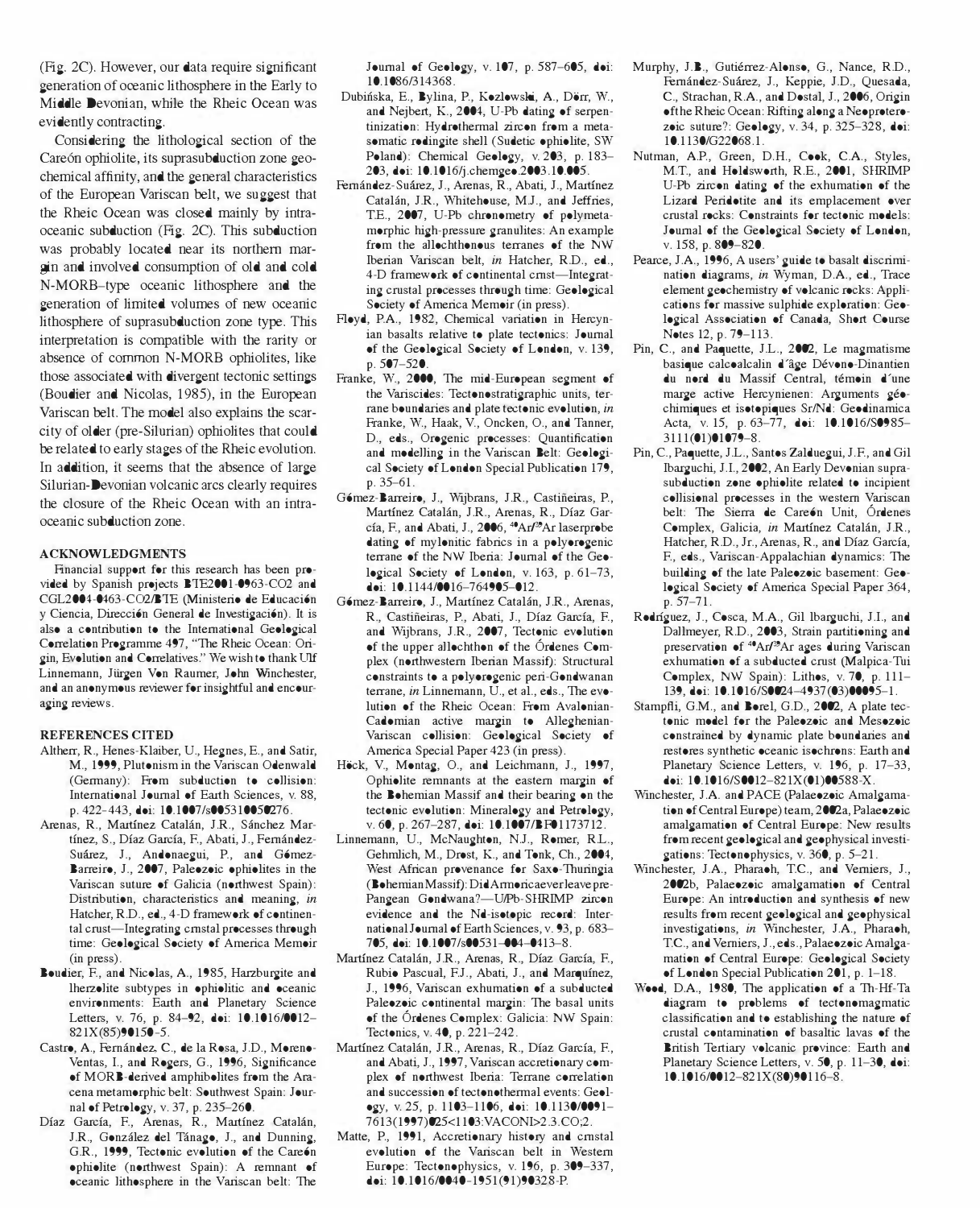(Fig. 2C). However, our data require significant generation of oceanic lithosphere in the Early to Middle Devonian, while the Rheic Ocean was evidently contracting.

Considering the lithological section of the Careón ophiolite, its suprasubduction zone geochemical affinity, and the general characteristics of the European Variscan belt, we suggest that the Rheic Ocean was closed mainly by intra-oceanic subduction (Fig. 2C). This subduction was probably located near its northern margin and involved consumption of old and cold N-MORB–type oceanic lithosphere and the generation of limited volumes of new oceanic lithosphere of suprasubduction zone type. This interpretation is compatible with the rarity or absence of common N-MORB ophiolites, like those associated with divergent tectonic settings (Boudier and Nicolas, 1985), in the European Variscan belt. The model also explains the scarcity of older (pre-Silurian) ophiolites that could be related to early stages of the Rheic evolution. In addition, it seems that the absence of large Silurian-Devonian volcanic arcs clearly requires the closure of the Rheic Ocean with an intra-oceanic subduction zone.

## ACKNOWLEDGMENTS

Financial support for this research has been provided by Spanish projects BTE2001-0963-CO2 and CGL2004-0463-CO2/BTE (Ministerio de Educación y Ciencia, Dirección General de Investigación). It is also a contribution to the International Geological Correlation Programme 497, "The Rheic Ocean: Origin, Evolution and Correlatives." We wish to thank Ulf Linnemann, Jürgen Von Raumer, John Winchester, and an anonymous reviewer for insightful and encouraging reviews.

## REFERENCES CITED

Altherr, R., Henes-Klaiber, U., Hegnes, E., and Satir, M., 1999, Plutonism in the Variscan Odenwald (Germany): From subduction to collision: International Journal of Earth Sciences, v. 88, p. 422–443, doi: 10.1007/s005310050276.

Arenas, R., Martínez Catalán, J.R., Sánchez Martínez, S., Díaz García, F., Abati, J., Fernández-Suárez, J., Andonaegui, P., and Gómez-Barreiro, J., 2007, Paleozoic ophiolites in the Variscan suture of Galicia (northwest Spain): Distribution, characteristics and meaning, *in* Hatcher, R.D., ed., 4-D framework of continental crust—Integrating crustal processes through time: Geological Society of America Memoir (in press).

Boudier, F., and Nicolas, A., 1985, Harzburgite and lherzolite subtypes in ophiolitic and oceanic environments: Earth and Planetary Science Letters, v. 76, p. 84–92, doi: 10.1016/0012-821X(85)90150-5.

Castro, A., Fernández, C., de la Rosa, J.D., Moreno-Ventas, I., and Rogers, G., 1996, Significance of MORB-derived amphibolites from the Aracena metamorphic belt: Southwest Spain: Journal of Petrology, v. 37, p. 235–260.

Díaz García, F., Arenas, R., Martínez Catalán, J.R., González del Tánago, J., and Dunning, G.R., 1999, Tectonic evolution of the Careón ophiolite (northwest Spain): A remnant of oceanic lithosphere in the Variscan belt: The Journal of Geology, v. 107, p. 587–605, doi: 10.1086/314368.

Dubińska, E., Bylina, P., Kozlowski, A., Dörr, W., and Nejbert, K., 2004, U-Pb dating of serpentinization: Hydrothermal zircon from a metasomatic rodingite shell (Sudetic ophiolite, SW Poland): Chemical Geology, v. 203, p. 183–203, doi: 10.1016/j.chemgeo.2003.10.005.

Fernández-Suárez, J., Arenas, R., Abati, J., Martínez Catalán, J.R., Whitehouse, M.J., and Jeffries, T.E., 2007, U-Pb chronometry of polymetamorphic high-pressure granulites: An example from the allochthonous terranes of the NW Iberian Variscan belt, *in* Hatcher, R.D., ed., 4-D framework of continental crust—Integrating crustal processes through time: Geological Society of America Memoir (in press).

Floyd, P.A., 1982, Chemical variation in Hercynian basalts relative to plate tectonics: Journal of the Geological Society of London, v. 139, p. 507–520.

Franke, W., 2000, The mid-European segment of the Variscides: Tectonostratigraphic units, terrane boundaries and plate tectonic evolution, *in* Franke, W., Haak, V., Oncken, O., and Tanner, D., eds., Orogenic processes: Quantification and modelling in the Variscan Belt: Geological Society of London Special Publication 179, p. 35–61.

Gómez-Barreiro, J., Wijbrans, J.R., Castiñeiras, P., Martínez Catalán, J.R., Arenas, R., Díaz García, F., and Abati, J., 2006, $^{40}Ar/^{39}Ar$ laserprobe dating of mylonitic fabrics in a polyorogenic terrane of the NW Iberia: Journal of the Geological Society of London, v. 163, p. 61–73, doi: 10.1144/0016-764905-012.

Gómez-Barreiro, J., Martínez Catalán, J.R., Arenas, R., Castiñeiras, P., Abati, J., Díaz García, F., and Wijbrans, J.R., 2007, Tectonic evolution of the upper allochthon of the Órdenes Complex (northwestern Iberian Massif): Structural constraints to a polyorogenic peri-Gondwanan terrane, *in* Linnemann, U., et al., eds., The evolution of the Rheic Ocean: From Avalonian-Cadomian active margin to Alleghenian-Variscan collision: Geological Society of America Special Paper 423 (in press).

Höck, V., Montag, O., and Leichmann, J., 1997, Ophiolite remnants at the eastern margin of the Bohemian Massif and their bearing on the tectonic evolution: Mineralogy and Petrology, v. 60, p. 267–287, doi: 10.1007/BF01173712.

Linnemann, U., McNaughton, N.J., Romer, R.L., Gehmlich, M., Drost, K., and Tonk, Ch., 2004, West African provenance for Saxo-Thuringia (Bohemian Massif): Did Armorica ever leave pre-Pangean Gondwana?—U/Pb-SHRIMP zircon evidence and the Nd-isotopic record: International Journal of Earth Sciences, v. 93, p. 683–705, doi: 10.1007/s00531-004-0413-8.

Martínez Catalán, J.R., Arenas, R., Díaz García, F., Rubio Pascual, F.J., Abati, J., and Marquínez, J., 1996, Variscan exhumation of a subducted Paleozoic continental margin: The basal units of the Órdenes Complex: Galicia: NW Spain: Tectonics, v. 40, p. 221–242.

Martínez Catalán, J.R., Arenas, R., Díaz García, F., and Abati, J., 1997, Variscan accretionary complex of northwest Iberia: Terrane correlation and succession of tectonothermal events: Geology, v. 25, p. 1103–1106, doi: 10.1130/0091-7613(1997)025<1103:VACONI>2.3.CO;2.

Matte, P., 1991, Accretionary history and crustal evolution of the Variscan belt in Western Europe: Tectonophysics, v. 196, p. 309–337, doi: 10.1016/0040-1951(91)90328-P.

Murphy, J.B., Gutiérrez-Alonso, G., Nance, R.D., Fernández-Suárez, J., Keppie, J.D., Quesada, C., Strachan, R.A., and Dostal, J., 2006, Origin of the Rheic Ocean: Rifting along a Neoproterozoic suture?: Geology, v. 34, p. 325–328, doi: 10.1130/G22068.1.

Nutman, A.P., Green, D.H., Cook, C.A., Styles, M.T., and Holdsworth, R.E., 2001, SHRIMP U-Pb zircon dating of the exhumation of the Lizard Peridotite and its emplacement over crustal rocks: Constraints for tectonic models: Journal of the Geological Society of London, v. 158, p. 809–820.

Pearce, J.A., 1996, A users' guide to basalt discrimination diagrams, *in* Wyman, D.A., ed., Trace element geochemistry of volcanic rocks: Applications for massive sulphide exploration: Geological Association of Canada, Short Course Notes 12, p. 79–113.

Pin, C., and Paquette, J.L., 2002, Le magmatisme basique calcoalcalin d'âge Dévono-Dinantien du nord du Massif Central, témoin d'une marge active Hercynienen: Arguments géochimiques et isotopiques Sr/Nd: Geodinamica Acta, v. 15, p. 63–77, doi: 10.1016/S0985-3111(01)01079-8.

Pin, C., Paquette, J.L., Santos Zalduegui, J.F., and Gil Ibarguchi, J.I., 2002, An Early Devonian suprasubduction zone ophiolite related to incipient collisional processes in the western Variscan belt: The Sierra de Careón Unit, Órdenes Complex, Galicia, *in* Martínez Catalán, J.R., Hatcher, R.D., Jr., Arenas, R., and Díaz García, F., eds., Variscan-Appalachian dynamics: The building of the late Paleozoic basement: Geological Society of America Special Paper 364, p. 57–71.

Rodríguez, J., Cosca, M.A., Gil Ibarguchi, J.I., and Dallmeyer, R.D., 2003, Strain partitioning and preservation of $^{40}Ar/^{39}Ar$ ages during Variscan exhumation of a subducted crust (Malpica-Tui Complex, NW Spain): Lithos, v. 70, p. 111–139, doi: 10.1016/S0024-4937(03)00095-1.

Stampfli, G.M., and Borel, G.D., 2002, A plate tectonic model for the Paleozoic and Mesozoic constrained by dynamic plate boundaries and restores synthetic oceanic isochrons: Earth and Planetary Science Letters, v. 196, p. 17–33, doi: 10.1016/S0012-821X(01)00588-X.

Winchester, J.A. and PACE (Palaeozoic Amalgamation of Central Europe) team, 2002a, Palaeozoic amalgamation of Central Europe: New results from recent geological and geophysical investigations: Tectonophysics, v. 360, p. 5–21.

Winchester, J.A., Pharaoh, T.C., and Verniers, J., 2002b, Palaeozoic amalgamation of Central Europe: An introduction and synthesis of new results from recent geological and geophysical investigations, *in* Winchester, J.A., Pharaoh, T.C., and Verniers, J., eds., Palaeozoic Amalgamation of Central Europe: Geological Society of London Special Publication 201, p. 1–18.

Wood, D.A., 1980, The application of a Th-Hf-Ta diagram to problems of tectonomagmatic classification and to establishing the nature of crustal contamination of basaltic lavas of the British Tertiary volcanic province: Earth and Planetary Science Letters, v. 50, p. 11–30, doi: 10.1016/0012-821X(80)90116-8.